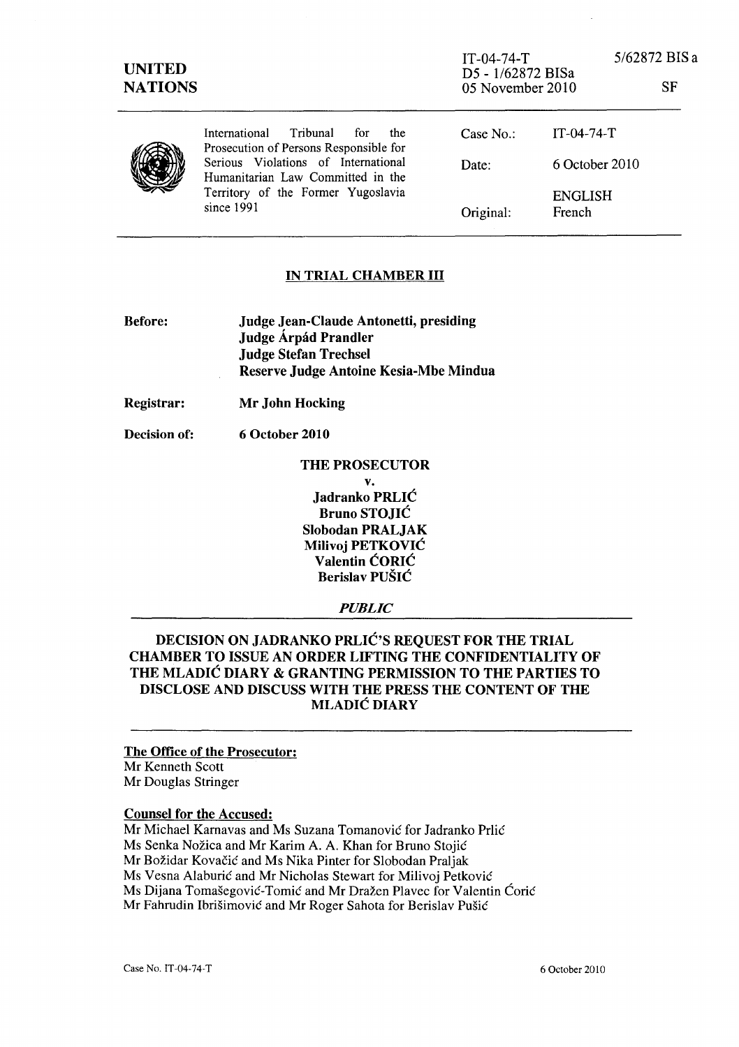**UNITED NATIONS**

IT-04-74-T
D5 - 1/62872 BISa
05 November 2010

5/62872 BIS a

SF

| | | |
|---|---|---|
| International Tribunal for the Prosecution of Persons Responsible for Serious Violations of International Humanitarian Law Committed in the Territory of the Former Yugoslavia since 1991 | Case No.: | IT-04-74-T |
| | Date: | 6 October 2010 |
| | | ENGLISH |
| | Original: | French |

## IN TRIAL CHAMBER III

**Before:** **Judge Jean-Claude Antonetti, presiding**
**Judge Árpád Prandler**
**Judge Stefan Trechsel**
**Reserve Judge Antoine Kesia-Mbe Mindua**

**Registrar:** **Mr John Hocking**

**Decision of:** **6 October 2010**

**THE PROSECUTOR**

**v.**

**Jadranko PRLIĆ**
**Bruno STOJIĆ**
**Slobodan PRALJAK**
**Milivoj PETKOVIĆ**
**Valentin ĆORIĆ**
**Berislav PUŠIĆ**

***PUBLIC***

## DECISION ON JADRANKO PRLIĆ'S REQUEST FOR THE TRIAL CHAMBER TO ISSUE AN ORDER LIFTING THE CONFIDENTIALITY OF THE MLADIĆ DIARY & GRANTING PERMISSION TO THE PARTIES TO DISCLOSE AND DISCUSS WITH THE PRESS THE CONTENT OF THE MLADIĆ DIARY

**The Office of the Prosecutor:**
Mr Kenneth Scott
Mr Douglas Stringer

**Counsel for the Accused:**
Mr Michael Karnavas and Ms Suzana Tomanović for Jadranko Prlić
Ms Senka Nožica and Mr Karim A. A. Khan for Bruno Stojić
Mr Božidar Kovačić and Ms Nika Pinter for Slobodan Praljak
Ms Vesna Alaburić and Mr Nicholas Stewart for Milivoj Petković
Ms Dijana Tomašegović-Tomić and Mr Dražen Plavec for Valentin Ćorić
Mr Fahrudin Ibrišimović and Mr Roger Sahota for Berislav Pušić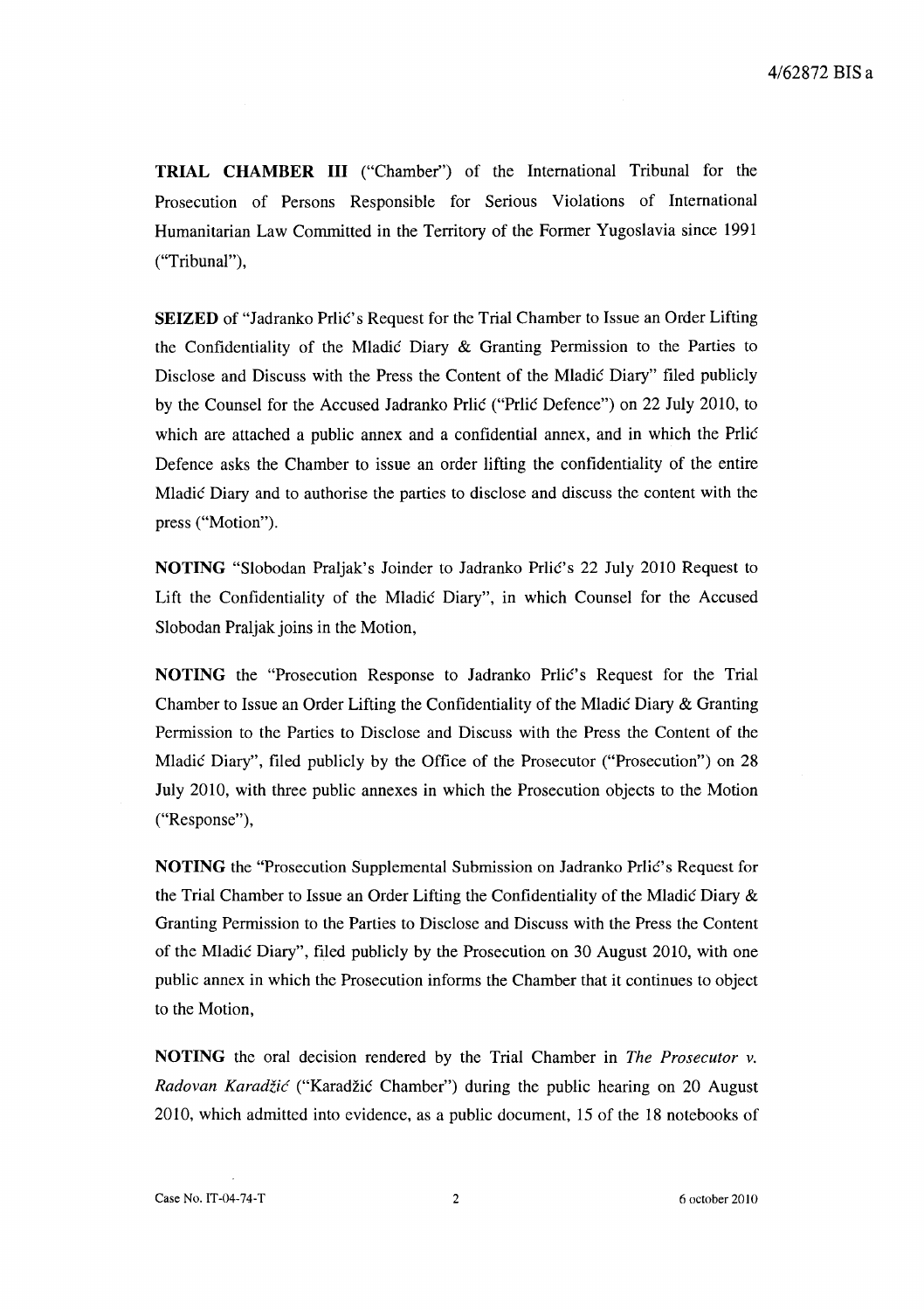**TRIAL CHAMBER III** ("Chamber") of the International Tribunal for the Prosecution of Persons Responsible for Serious Violations of International Humanitarian Law Committed in the Territory of the Former Yugoslavia since 1991 ("Tribunal"),

**SEIZED** of "Jadranko Prlić's Request for the Trial Chamber to Issue an Order Lifting the Confidentiality of the Mladić Diary & Granting Permission to the Parties to Disclose and Discuss with the Press the Content of the Mladić Diary" filed publicly by the Counsel for the Accused Jadranko Prlić ("Prlić Defence") on 22 July 2010, to which are attached a public annex and a confidential annex, and in which the Prlić Defence asks the Chamber to issue an order lifting the confidentiality of the entire Mladić Diary and to authorise the parties to disclose and discuss the content with the press ("Motion").

**NOTING** "Slobodan Praljak's Joinder to Jadranko Prlić's 22 July 2010 Request to Lift the Confidentiality of the Mladić Diary", in which Counsel for the Accused Slobodan Praljak joins in the Motion,

**NOTING** the "Prosecution Response to Jadranko Prlić's Request for the Trial Chamber to Issue an Order Lifting the Confidentiality of the Mladić Diary & Granting Permission to the Parties to Disclose and Discuss with the Press the Content of the Mladić Diary", filed publicly by the Office of the Prosecutor ("Prosecution") on 28 July 2010, with three public annexes in which the Prosecution objects to the Motion ("Response"),

**NOTING** the "Prosecution Supplemental Submission on Jadranko Prlić's Request for the Trial Chamber to Issue an Order Lifting the Confidentiality of the Mladić Diary & Granting Permission to the Parties to Disclose and Discuss with the Press the Content of the Mladić Diary", filed publicly by the Prosecution on 30 August 2010, with one public annex in which the Prosecution informs the Chamber that it continues to object to the Motion,

**NOTING** the oral decision rendered by the Trial Chamber in *The Prosecutor v. Radovan Karadžić* ("Karadžić Chamber") during the public hearing on 20 August 2010, which admitted into evidence, as a public document, 15 of the 18 notebooks of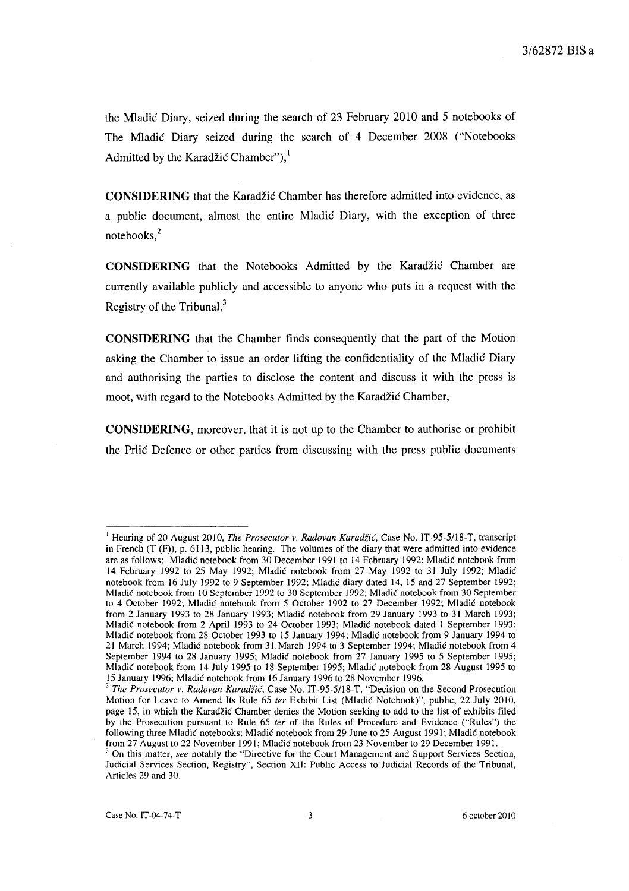the Mladić Diary, seized during the search of 23 February 2010 and 5 notebooks of The Mladić Diary seized during the search of 4 December 2008 ("Notebooks Admitted by the Karadžić Chamber"),[1]

**CONSIDERING** that the Karadžić Chamber has therefore admitted into evidence, as a public document, almost the entire Mladić Diary, with the exception of three notebooks,[2]

**CONSIDERING** that the Notebooks Admitted by the Karadžić Chamber are currently available publicly and accessible to anyone who puts in a request with the Registry of the Tribunal,[3]

**CONSIDERING** that the Chamber finds consequently that the part of the Motion asking the Chamber to issue an order lifting the confidentiality of the Mladić Diary and authorising the parties to disclose the content and discuss it with the press is moot, with regard to the Notebooks Admitted by the Karadžić Chamber,

**CONSIDERING**, moreover, that it is not up to the Chamber to authorise or prohibit the Prlić Defence or other parties from discussing with the press public documents

---

[1] Hearing of 20 August 2010, *The Prosecutor v. Radovan Karadžić*, Case No. IT-95-5/18-T, transcript in French (T (F)), p. 6113, public hearing. The volumes of the diary that were admitted into evidence are as follows: Mladić notebook from 30 December 1991 to 14 February 1992; Mladić notebook from 14 February 1992 to 25 May 1992; Mladić notebook from 27 May 1992 to 31 July 1992; Mladić notebook from 16 July 1992 to 9 September 1992; Mladić diary dated 14, 15 and 27 September 1992; Mladić notebook from 10 September 1992 to 30 September 1992; Mladić notebook from 30 September to 4 October 1992; Mladić notebook from 5 October 1992 to 27 December 1992; Mladić notebook from 2 January 1993 to 28 January 1993; Mladić notebook from 29 January 1993 to 31 March 1993; Mladić notebook from 2 April 1993 to 24 October 1993; Mladić notebook dated 1 September 1993; Mladić notebook from 28 October 1993 to 15 January 1994; Mladić notebook from 9 January 1994 to 21 March 1994; Mladić notebook from 31 March 1994 to 3 September 1994; Mladić notebook from 4 September 1994 to 28 January 1995; Mladić notebook from 27 January 1995 to 5 September 1995; Mladić notebook from 14 July 1995 to 18 September 1995; Mladić notebook from 28 August 1995 to 15 January 1996; Mladić notebook from 16 January 1996 to 28 November 1996.

[2] *The Prosecutor v. Radovan Karadžić*, Case No. IT-95-5/18-T, "Decision on the Second Prosecution Motion for Leave to Amend Its Rule 65 *ter* Exhibit List (Mladić Notebook)", public, 22 July 2010, page 15, in which the Karadžić Chamber denies the Motion seeking to add to the list of exhibits filed by the Prosecution pursuant to Rule 65 *ter* of the Rules of Procedure and Evidence ("Rules") the following three Mladić notebooks: Mladić notebook from 29 June to 25 August 1991; Mladić notebook from 27 August to 22 November 1991; Mladić notebook from 23 November to 29 December 1991.

[3] On this matter, *see* notably the "Directive for the Court Management and Support Services Section, Judicial Services Section, Registry", Section XII: Public Access to Judicial Records of the Tribunal, Articles 29 and 30.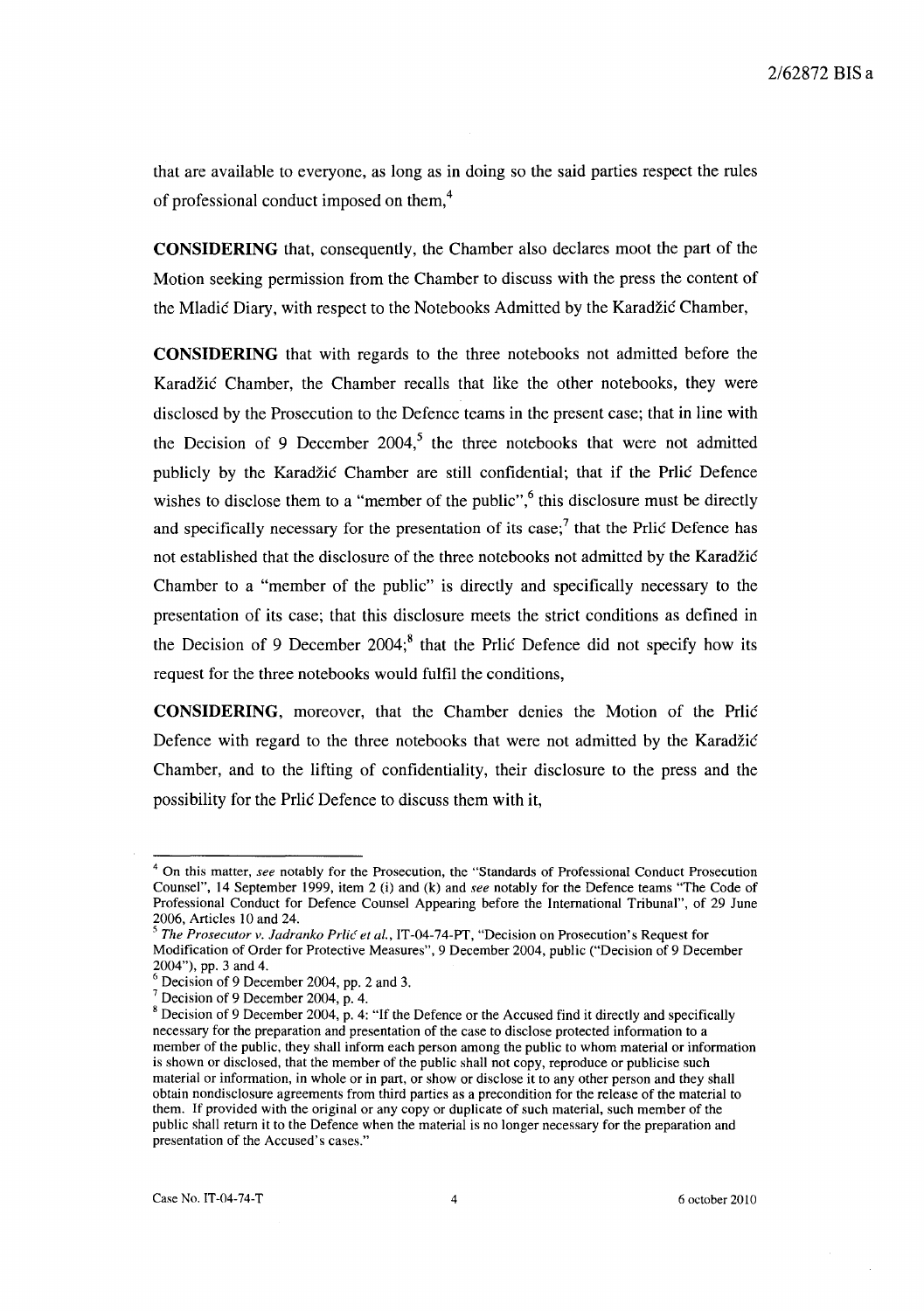that are available to everyone, as long as in doing so the said parties respect the rules of professional conduct imposed on them,[4]

**CONSIDERING** that, consequently, the Chamber also declares moot the part of the Motion seeking permission from the Chamber to discuss with the press the content of the Mladić Diary, with respect to the Notebooks Admitted by the Karadžić Chamber,

**CONSIDERING** that with regards to the three notebooks not admitted before the Karadžić Chamber, the Chamber recalls that like the other notebooks, they were disclosed by the Prosecution to the Defence teams in the present case; that in line with the Decision of 9 December 2004,[5] the three notebooks that were not admitted publicly by the Karadžić Chamber are still confidential; that if the Prlić Defence wishes to disclose them to a "member of the public",[6] this disclosure must be directly and specifically necessary for the presentation of its case;[7] that the Prlić Defence has not established that the disclosure of the three notebooks not admitted by the Karadžić Chamber to a "member of the public" is directly and specifically necessary to the presentation of its case; that this disclosure meets the strict conditions as defined in the Decision of 9 December 2004;[8] that the Prlić Defence did not specify how its request for the three notebooks would fulfil the conditions,

**CONSIDERING**, moreover, that the Chamber denies the Motion of the Prlić Defence with regard to the three notebooks that were not admitted by the Karadžić Chamber, and to the lifting of confidentiality, their disclosure to the press and the possibility for the Prlić Defence to discuss them with it,

---

[4] On this matter, *see* notably for the Prosecution, the "Standards of Professional Conduct Prosecution Counsel", 14 September 1999, item 2 (i) and (k) and *see* notably for the Defence teams "The Code of Professional Conduct for Defence Counsel Appearing before the International Tribunal", of 29 June 2006, Articles 10 and 24.

[5] *The Prosecutor v. Jadranko Prlić et al.*, IT-04-74-PT, "Decision on Prosecution's Request for Modification of Order for Protective Measures", 9 December 2004, public ("Decision of 9 December 2004"), pp. 3 and 4.

[6] Decision of 9 December 2004, pp. 2 and 3.

[7] Decision of 9 December 2004, p. 4.

[8] Decision of 9 December 2004, p. 4: "If the Defence or the Accused find it directly and specifically necessary for the preparation and presentation of the case to disclose protected information to a member of the public, they shall inform each person among the public to whom material or information is shown or disclosed, that the member of the public shall not copy, reproduce or publicise such material or information, in whole or in part, or show or disclose it to any other person and they shall obtain nondisclosure agreements from third parties as a precondition for the release of the material to them. If provided with the original or any copy or duplicate of such material, such member of the public shall return it to the Defence when the material is no longer necessary for the preparation and presentation of the Accused's cases."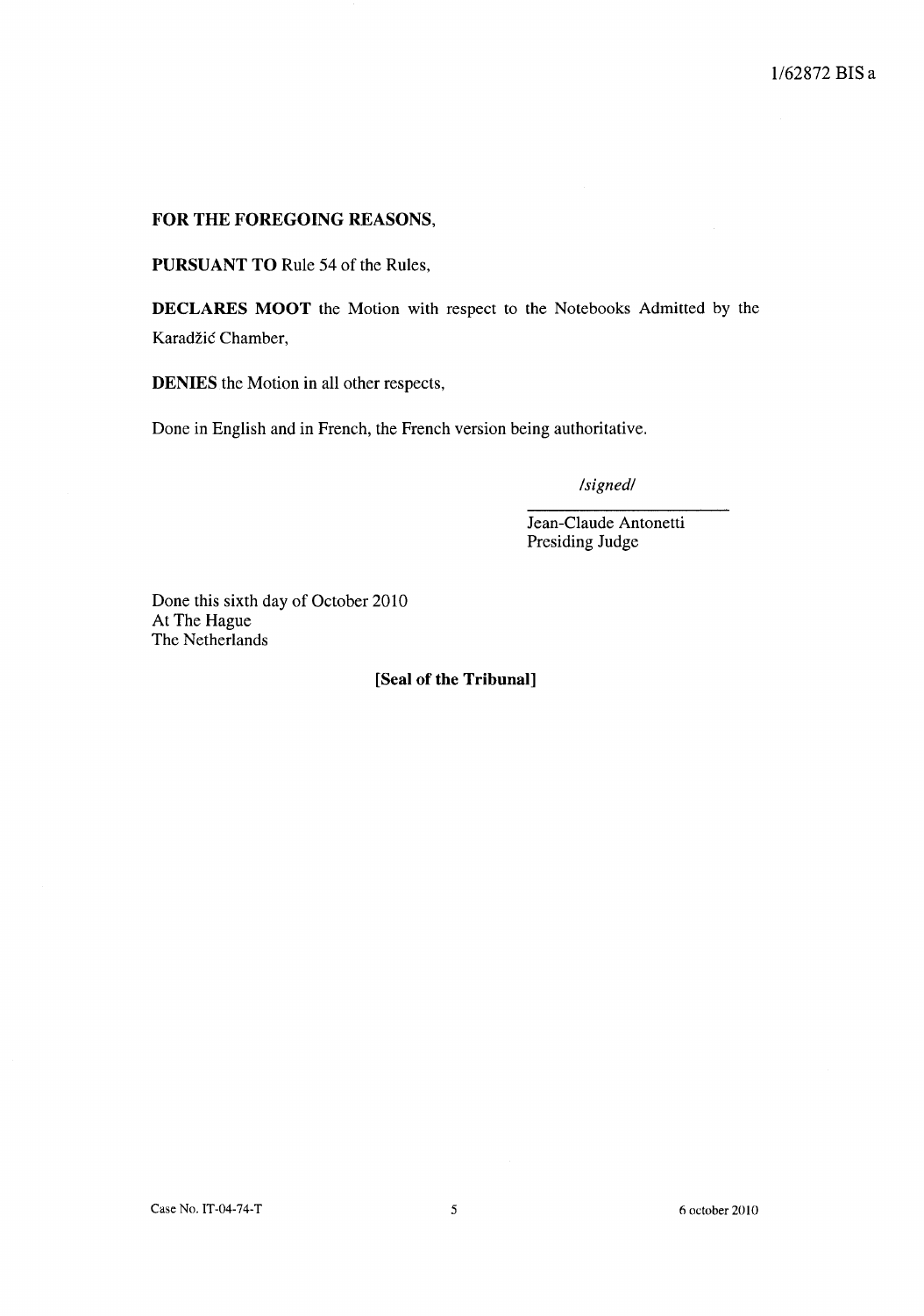**FOR THE FOREGOING REASONS,**

**PURSUANT TO** Rule 54 of the Rules,

**DECLARES MOOT** the Motion with respect to the Notebooks Admitted by the Karadžić Chamber,

**DENIES** the Motion in all other respects,

Done in English and in French, the French version being authoritative.

*/signed/*

Jean-Claude Antonetti
Presiding Judge

Done this sixth day of October 2010
At The Hague
The Netherlands

**[Seal of the Tribunal]**